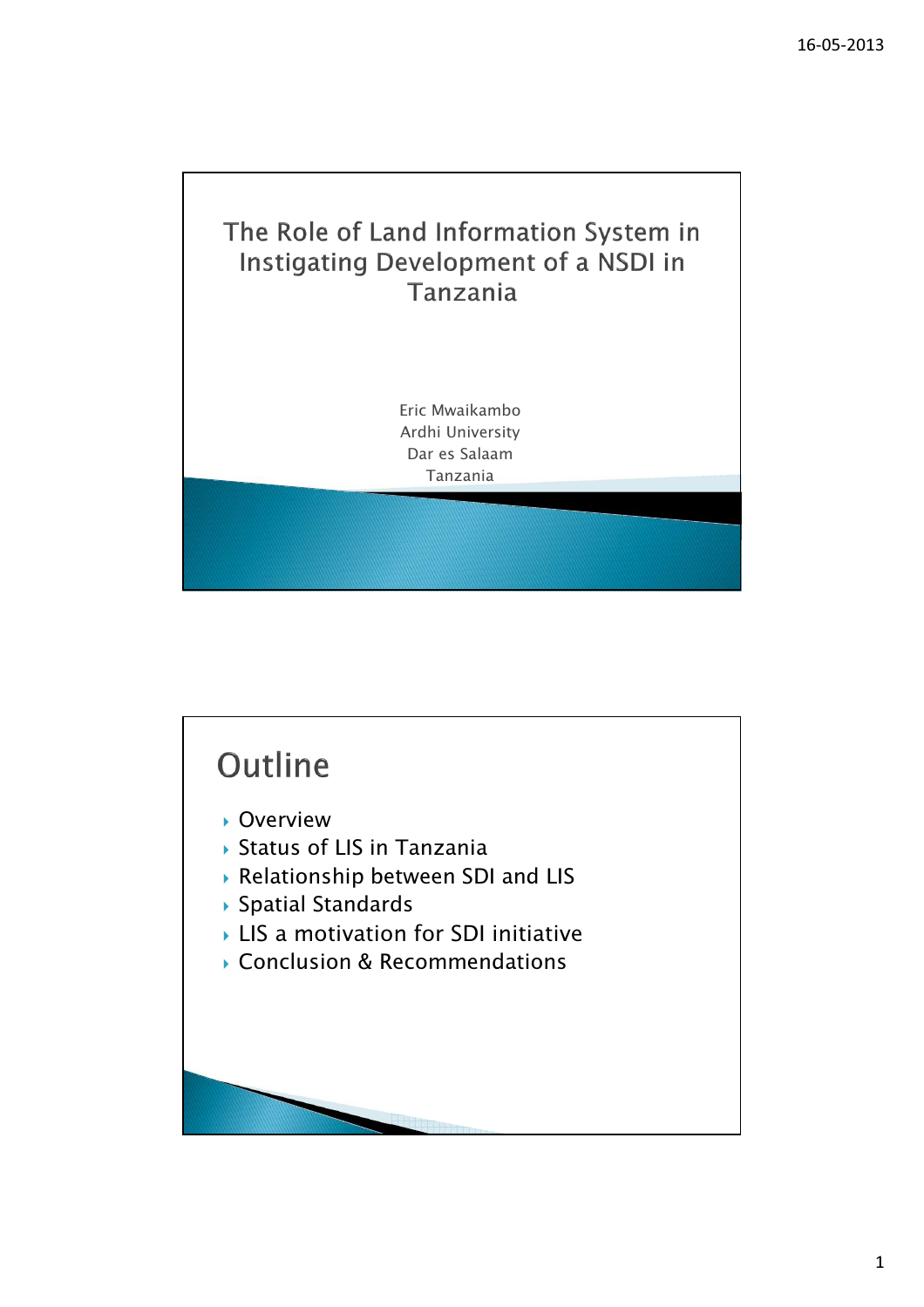# The Role of Land Information System in Instigating Development of a NSDI in Tanzania

Eric Mwaikambo
Ardhi University
Dar es Salaam
Tanzania

## Outline

- Overview
- Status of LIS in Tanzania
- Relationship between SDI and LIS
- Spatial Standards
- LIS a motivation for SDI initiative
- Conclusion & Recommendations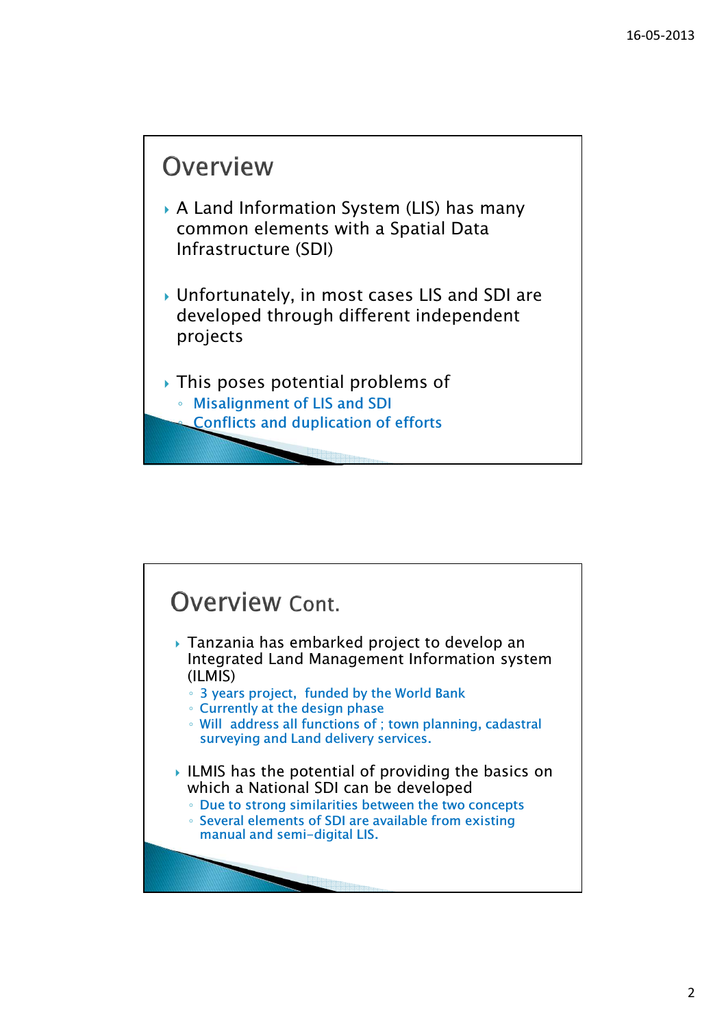## Overview

- A Land Information System (LIS) has many common elements with a Spatial Data Infrastructure (SDI)
- Unfortunately, in most cases LIS and SDI are developed through different independent projects
- This poses potential problems of
  - Misalignment of LIS and SDI
  - Conflicts and duplication of efforts

## Overview Cont.

- Tanzania has embarked project to develop an Integrated Land Management Information system (ILMIS)
  - 3 years project, funded by the World Bank
  - Currently at the design phase
  - Will address all functions of ; town planning, cadastral surveying and Land delivery services.
- ILMIS has the potential of providing the basics on which a National SDI can be developed
  - Due to strong similarities between the two concepts
  - Several elements of SDI are available from existing manual and semi-digital LIS.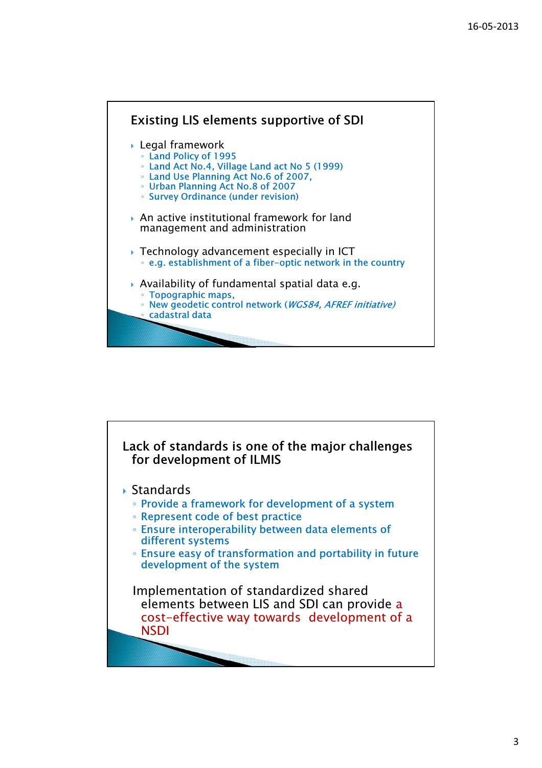## Existing LIS elements supportive of SDI

- Legal framework
  - Land Policy of 1995
  - Land Act No.4, Village Land act No 5 (1999)
  - Land Use Planning Act No.6 of 2007,
  - Urban Planning Act No.8 of 2007
  - Survey Ordinance (under revision)

- An active institutional framework for land management and administration

- Technology advancement especially in ICT
  - e.g. establishment of a fiber-optic network in the country

- Availability of fundamental spatial data e.g.
  - Topographic maps,
  - New geodetic control network (*WGS84, AFREF initiative)*
  - cadastral data

## Lack of standards is one of the major challenges for development of ILMIS

- Standards
  - Provide a framework for development of a system
  - Represent code of best practice
  - Ensure interoperability between data elements of different systems
  - Ensure easy of transformation and portability in future development of the system

Implementation of standardized shared elements between LIS and SDI can provide a cost-effective way towards development of a NSDI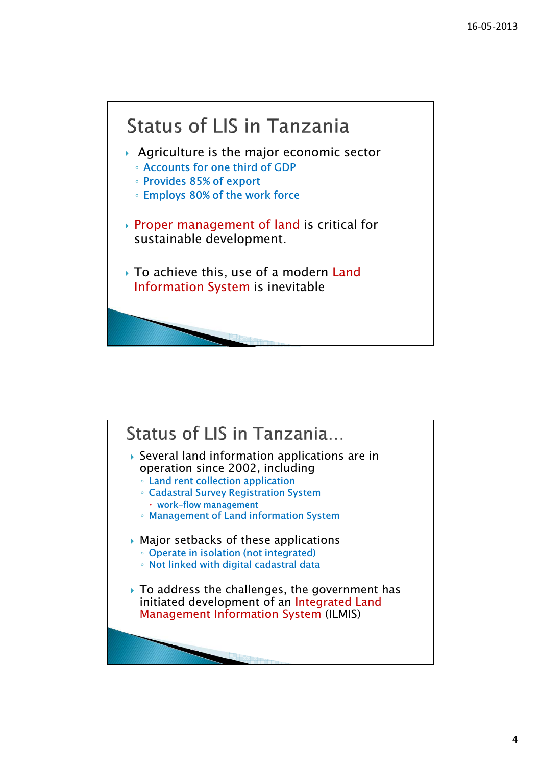## Status of LIS in Tanzania

- Agriculture is the major economic sector
  - Accounts for one third of GDP
  - Provides 85% of export
  - Employs 80% of the work force
- Proper management of land is critical for sustainable development.
- To achieve this, use of a modern Land Information System is inevitable

## Status of LIS in Tanzania…

- Several land information applications are in operation since 2002, including
  - Land rent collection application
  - Cadastral Survey Registration System
    - work-flow management
  - Management of Land information System
- Major setbacks of these applications
  - Operate in isolation (not integrated)
  - Not linked with digital cadastral data
- To address the challenges, the government has initiated development of an Integrated Land Management Information System (ILMIS)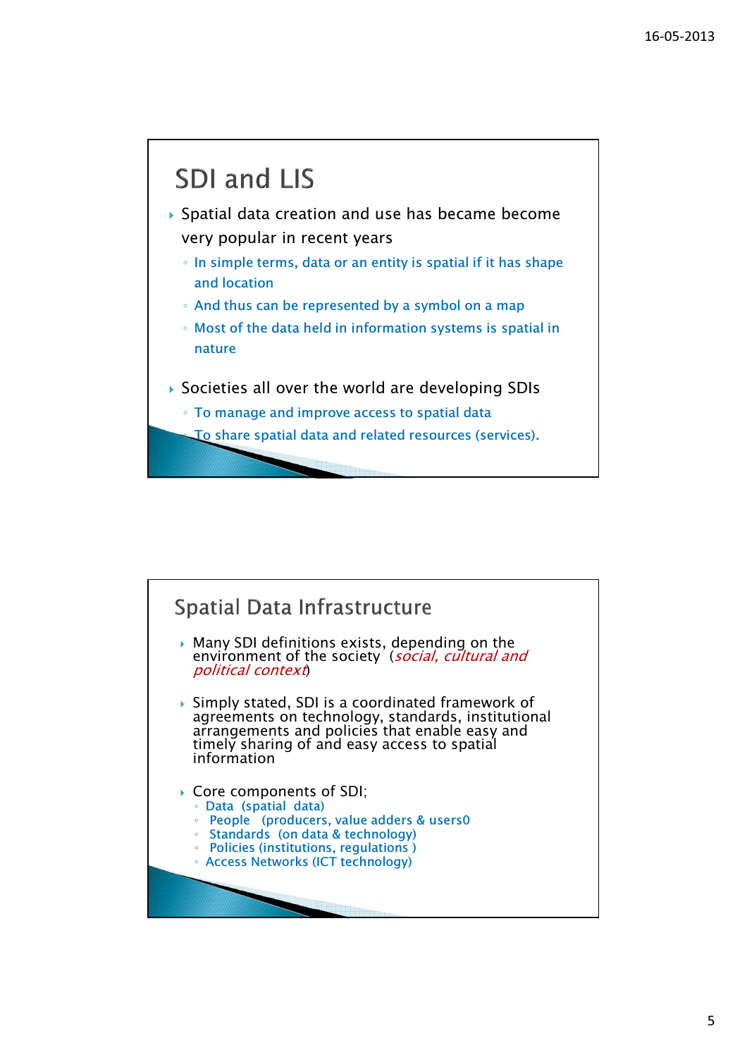## SDI and LIS

- Spatial data creation and use has became become very popular in recent years
  - In simple terms, data or an entity is spatial if it has shape and location
  - And thus can be represented by a symbol on a map
  - Most of the data held in information systems is spatial in nature
- Societies all over the world are developing SDIs
  - To manage and improve access to spatial data
  - To share spatial data and related resources (services).

## Spatial Data Infrastructure

- Many SDI definitions exists, depending on the environment of the society (*social, cultural and political context*)
- Simply stated, SDI is a coordinated framework of agreements on technology, standards, institutional arrangements and policies that enable easy and timely sharing of and easy access to spatial information
- Core components of SDI;
  - Data (spatial data)
  - People (producers, value adders & users0
  - Standards (on data & technology)
  - Policies (institutions, regulations )
  - Access Networks (ICT technology)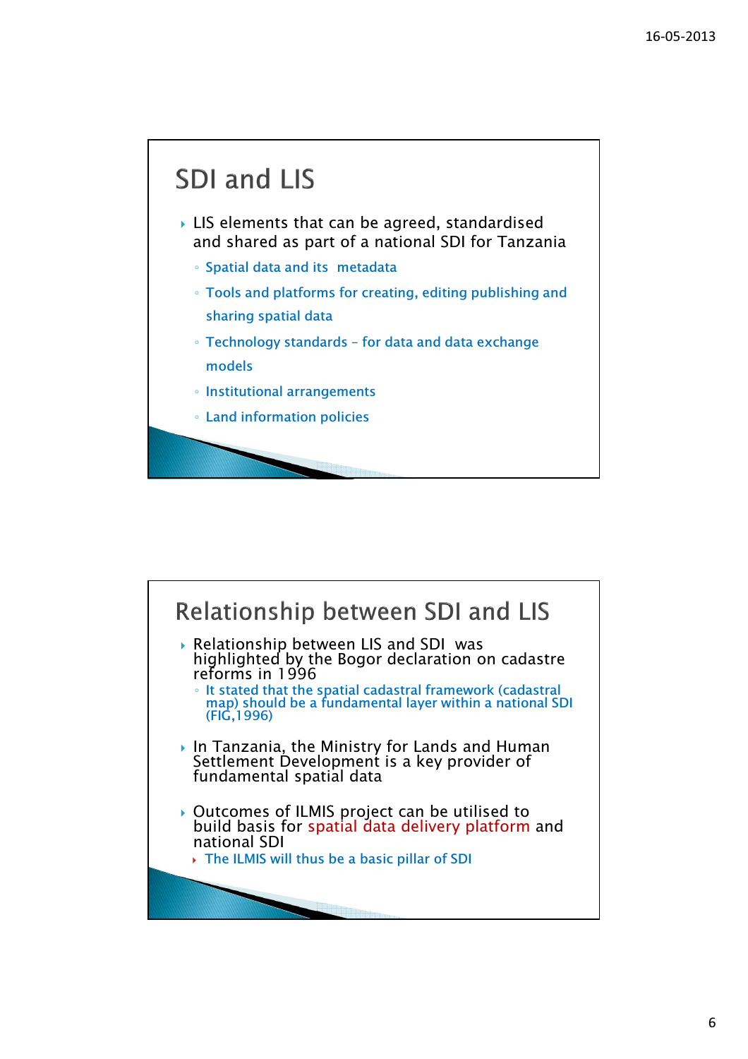## SDI and LIS

- LIS elements that can be agreed, standardised and shared as part of a national SDI for Tanzania
  - Spatial data and its metadata
  - Tools and platforms for creating, editing publishing and sharing spatial data
  - Technology standards – for data and data exchange models
  - Institutional arrangements
  - Land information policies

## Relationship between SDI and LIS

- Relationship between LIS and SDI was highlighted by the Bogor declaration on cadastre reforms in 1996
  - It stated that the spatial cadastral framework (cadastral map) should be a fundamental layer within a national SDI (FIG,1996)
- In Tanzania, the Ministry for Lands and Human Settlement Development is a key provider of fundamental spatial data
- Outcomes of ILMIS project can be utilised to build basis for spatial data delivery platform and national SDI
  - The ILMIS will thus be a basic pillar of SDI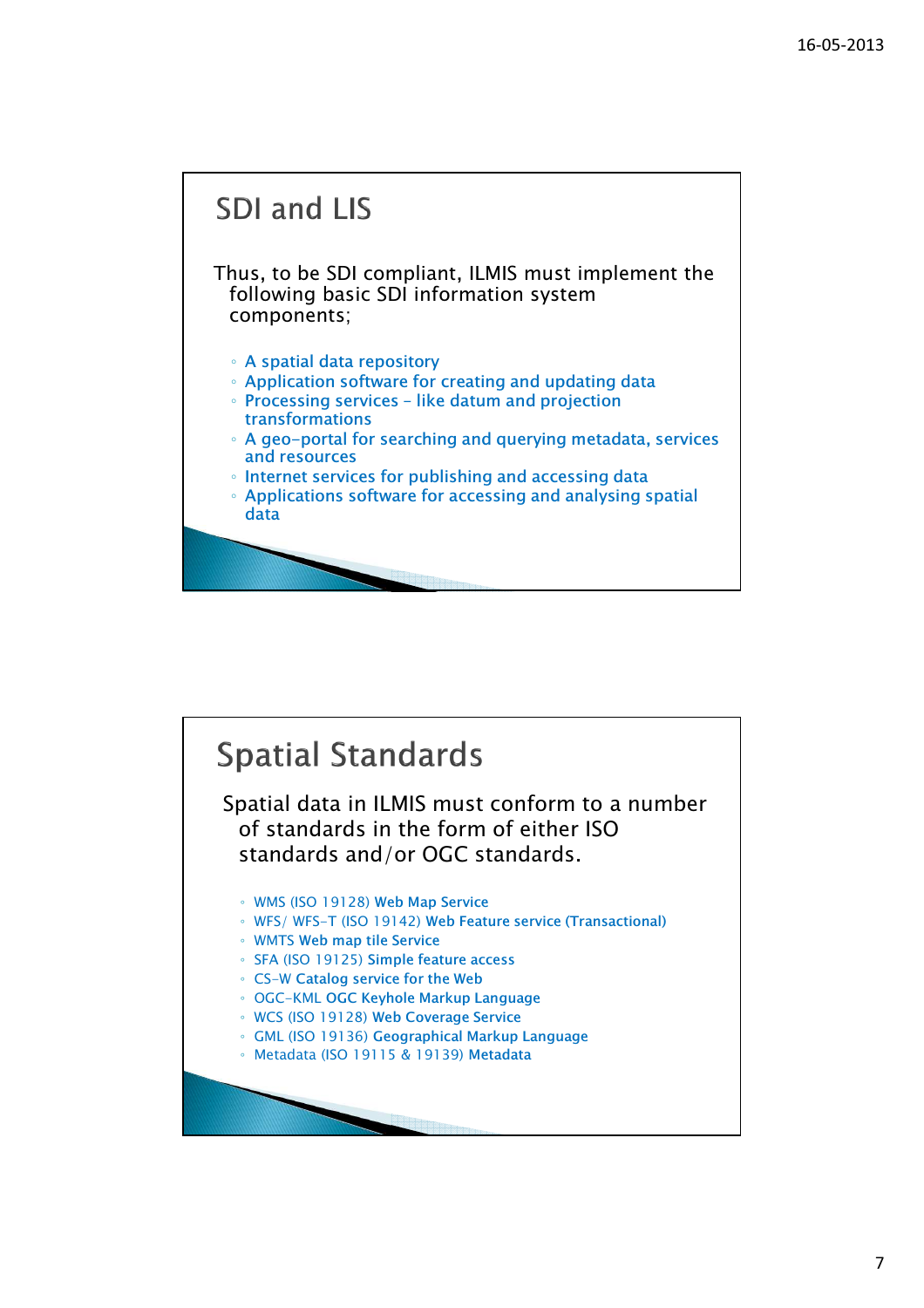## SDI and LIS

Thus, to be SDI compliant, ILMIS must implement the following basic SDI information system components;

- A spatial data repository
- Application software for creating and updating data
- Processing services – like datum and projection transformations
- A geo-portal for searching and querying metadata, services and resources
- Internet services for publishing and accessing data
- Applications software for accessing and analysing spatial data

## Spatial Standards

Spatial data in ILMIS must conform to a number of standards in the form of either ISO standards and/or OGC standards.

- WMS (ISO 19128) **Web Map Service**
- WFS/ WFS-T (ISO 19142) **Web Feature service (Transactional)**
- WMTS **Web map tile Service**
- SFA (ISO 19125) **Simple feature access**
- CS-W **Catalog service for the Web**
- OGC-KML **OGC Keyhole Markup Language**
- WCS (ISO 19128) **Web Coverage Service**
- GML (ISO 19136) **Geographical Markup Language**
- Metadata (ISO 19115 & 19139) **Metadata**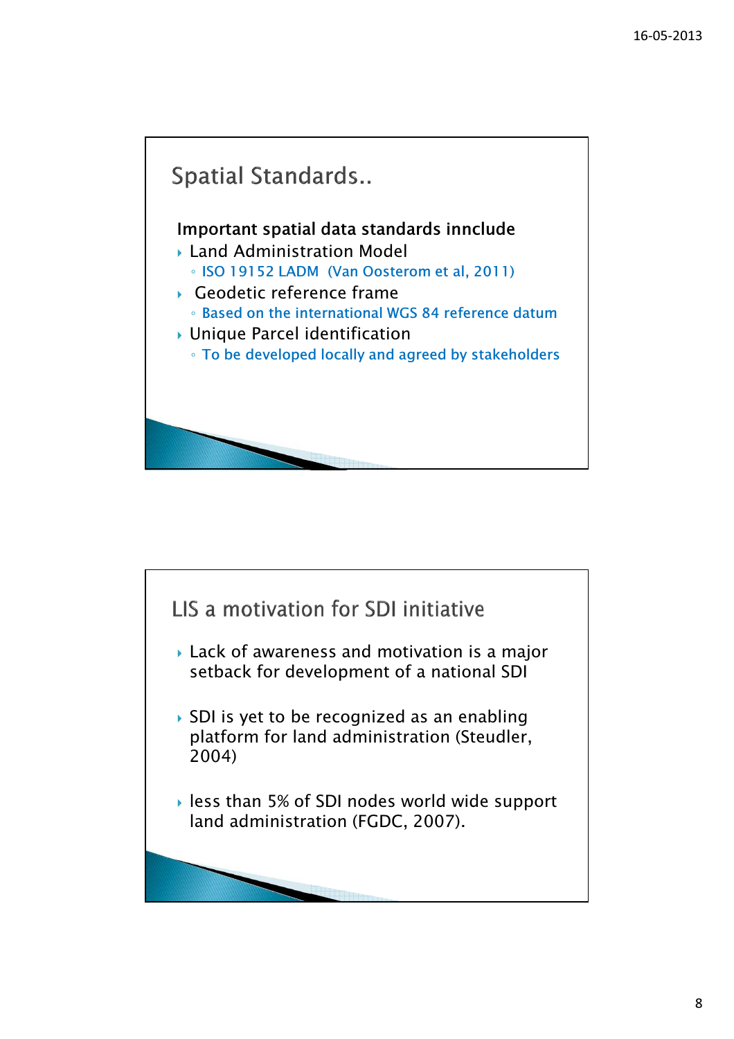## Spatial Standards..

**Important spatial data standards innclude**

- Land Administration Model
  - ISO 19152 LADM (Van Oosterom et al, 2011)
- Geodetic reference frame
  - Based on the international WGS 84 reference datum
- Unique Parcel identification
  - To be developed locally and agreed by stakeholders

## LIS a motivation for SDI initiative

- Lack of awareness and motivation is a major setback for development of a national SDI
- SDI is yet to be recognized as an enabling platform for land administration (Steudler, 2004)
- less than 5% of SDI nodes world wide support land administration (FGDC, 2007).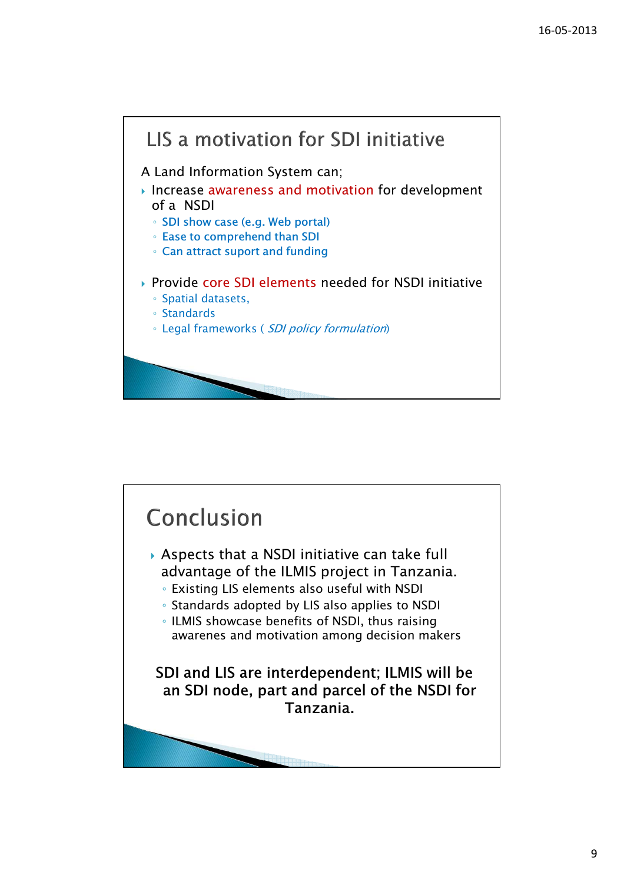## LIS a motivation for SDI initiative

A Land Information System can;

- Increase awareness and motivation for development of a NSDI
  - SDI show case (e.g. Web portal)
  - Ease to comprehend than SDI
  - Can attract suport and funding
- Provide core SDI elements needed for NSDI initiative
  - Spatial datasets,
  - Standards
  - Legal frameworks ( *SDI policy formulation*)

## Conclusion

- Aspects that a NSDI initiative can take full advantage of the ILMIS project in Tanzania.
  - Existing LIS elements also useful with NSDI
  - Standards adopted by LIS also applies to NSDI
  - ILMIS showcase benefits of NSDI, thus raising awarenes and motivation among decision makers

SDI and LIS are interdependent; ILMIS will be an SDI node, part and parcel of the NSDI for Tanzania.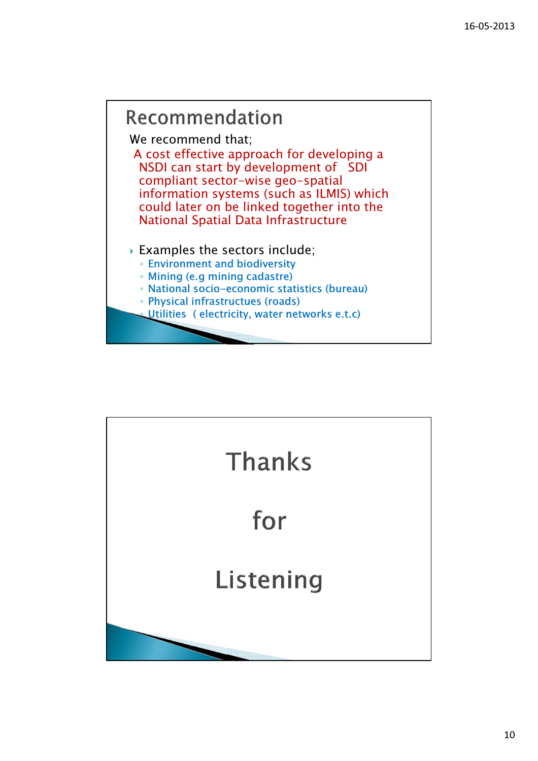## Recommendation

We recommend that;

A cost effective approach for developing a NSDI can start by development of SDI compliant sector-wise geo-spatial information systems (such as ILMIS) which could later on be linked together into the National Spatial Data Infrastructure

- Examples the sectors include;
  - Environment and biodiversity
  - Mining (e.g mining cadastre)
  - National socio-economic statistics (bureau)
  - Physical infrastructues (roads)
  - Utilities ( electricity, water networks e.t.c)

# Thanks

# for

# Listening